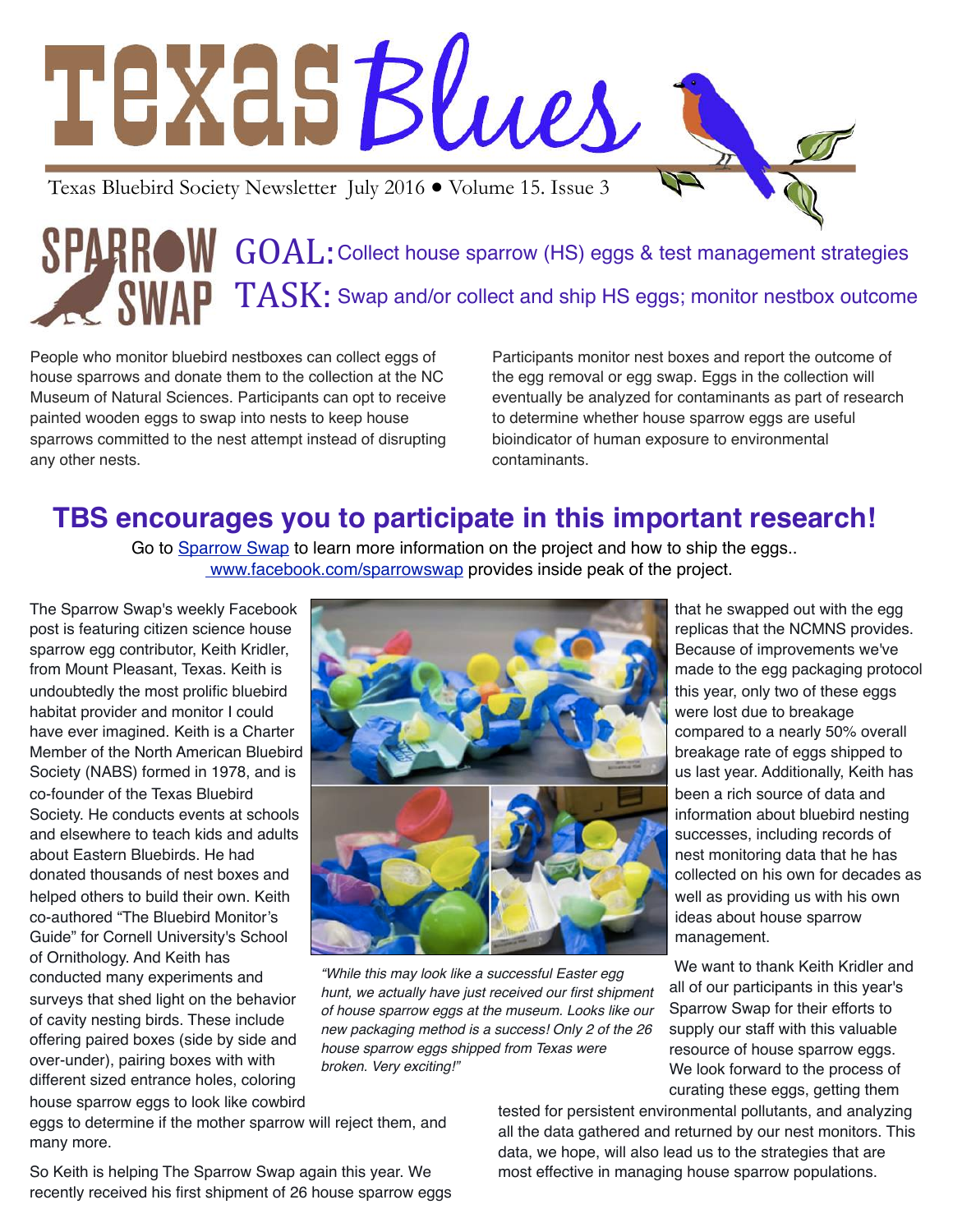# Texas Blues

Texas Bluebird Society Newsletter July 2016 • Volume 15. Issue 3

## SPARROW SWAP

**GOAL:** Collect house sparrow (HS) eggs & test management strategies

**TASK:** Swap and/or collect and ship HS eggs; monitor nestbox outcome

People who monitor bluebird nestboxes can collect eggs of house sparrows and donate them to the collection at the NC Museum of Natural Sciences. Participants can opt to receive painted wooden eggs to swap into nests to keep house sparrows committed to the nest attempt instead of disrupting any other nests.

Participants monitor nest boxes and report the outcome of the egg removal or egg swap. Eggs in the collection will eventually be analyzed for contaminants as part of research to determine whether house sparrow eggs are useful bioindicator of human exposure to environmental contaminants.

## TBS encourages you to participate in this important research!

Go to Sparrow Swap to learn more information on the project and how to ship the eggs..
www.facebook.com/sparrowswap provides inside peak of the project.

The Sparrow Swap's weekly Facebook post is featuring citizen science house sparrow egg contributor, Keith Kridler, from Mount Pleasant, Texas. Keith is undoubtedly the most prolific bluebird habitat provider and monitor I could have ever imagined. Keith is a Charter Member of the North American Bluebird Society (NABS) formed in 1978, and is co-founder of the Texas Bluebird Society. He conducts events at schools and elsewhere to teach kids and adults about Eastern Bluebirds. He had donated thousands of nest boxes and helped others to build their own. Keith co-authored "The Bluebird Monitor's Guide" for Cornell University's School of Ornithology. And Keith has conducted many experiments and surveys that shed light on the behavior of cavity nesting birds. These include offering paired boxes (side by side and over-under), pairing boxes with with different sized entrance holes, coloring house sparrow eggs to look like cowbird eggs to determine if the mother sparrow will reject them, and many more.

So Keith is helping The Sparrow Swap again this year. We recently received his first shipment of 26 house sparrow eggs that he swapped out with the egg replicas that the NCMNS provides. Because of improvements we've made to the egg packaging protocol this year, only two of these eggs were lost due to breakage compared to a nearly 50% overall breakage rate of eggs shipped to us last year. Additionally, Keith has been a rich source of data and information about bluebird nesting successes, including records of nest monitoring data that he has collected on his own for decades as well as providing us with his own ideas about house sparrow management.

*"While this may look like a successful Easter egg hunt, we actually have just received our first shipment of house sparrow eggs at the museum. Looks like our new packaging method is a success! Only 2 of the 26 house sparrow eggs shipped from Texas were broken. Very exciting!"*

We want to thank Keith Kridler and all of our participants in this year's Sparrow Swap for their efforts to supply our staff with this valuable resource of house sparrow eggs. We look forward to the process of curating these eggs, getting them tested for persistent environmental pollutants, and analyzing all the data gathered and returned by our nest monitors. This data, we hope, will also lead us to the strategies that are most effective in managing house sparrow populations.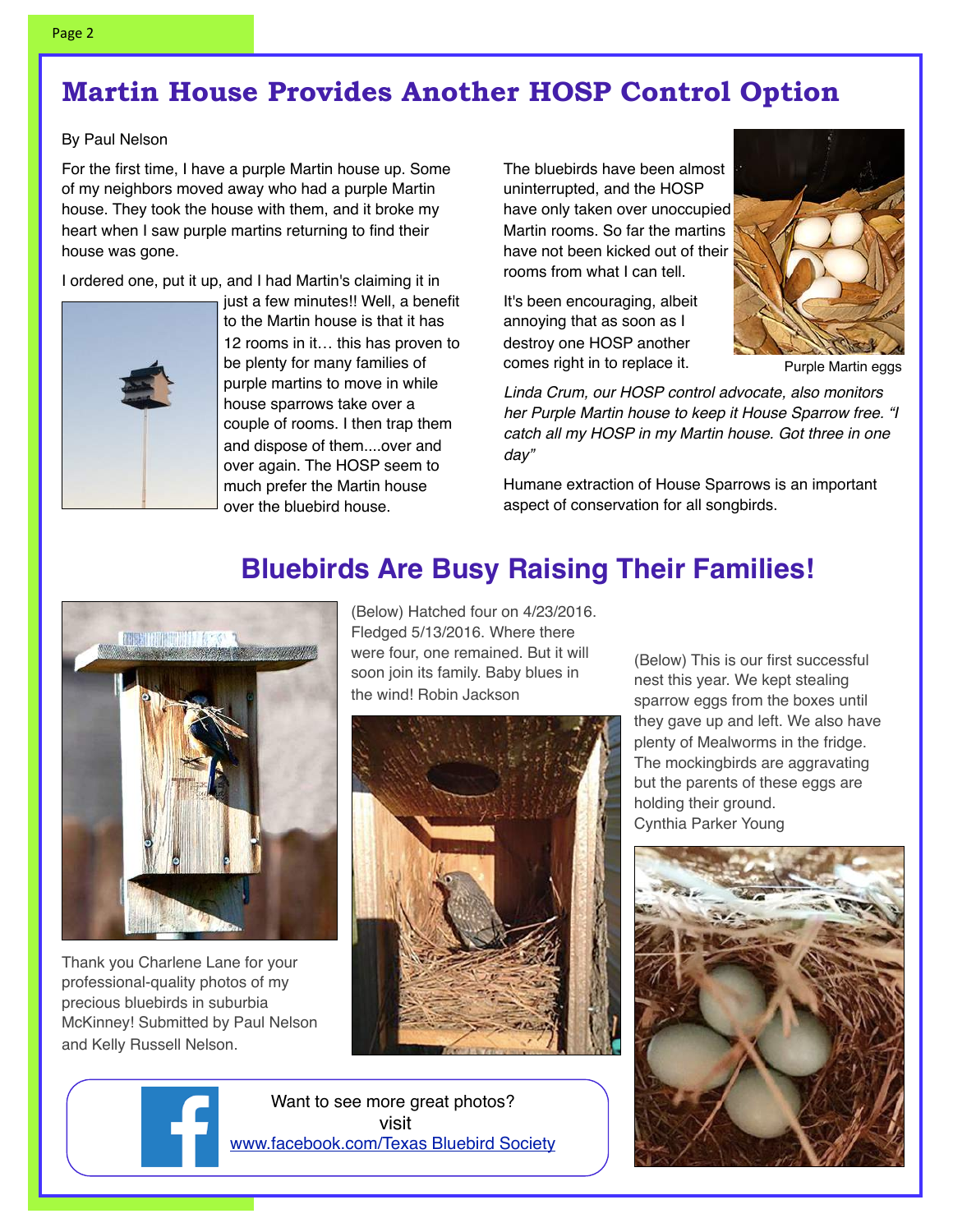# Martin House Provides Another HOSP Control Option

By Paul Nelson

For the first time, I have a purple Martin house up. Some of my neighbors moved away who had a purple Martin house. They took the house with them, and it broke my heart when I saw purple martins returning to find their house was gone.

I ordered one, put it up, and I had Martin's claiming it in just a few minutes!! Well, a benefit to the Martin house is that it has 12 rooms in it… this has proven to be plenty for many families of purple martins to move in while house sparrows take over a couple of rooms. I then trap them and dispose of them....over and over again. The HOSP seem to much prefer the Martin house over the bluebird house.

The bluebirds have been almost uninterrupted, and the HOSP have only taken over unoccupied Martin rooms. So far the martins have not been kicked out of their rooms from what I can tell.

It's been encouraging, albeit annoying that as soon as I destroy one HOSP another comes right in to replace it.

Purple Martin eggs

*Linda Crum, our HOSP control advocate, also monitors her Purple Martin house to keep it House Sparrow free. "I catch all my HOSP in my Martin house. Got three in one day"*

Humane extraction of House Sparrows is an important aspect of conservation for all songbirds.

## Bluebirds Are Busy Raising Their Families!

Thank you Charlene Lane for your professional-quality photos of my precious bluebirds in suburbia McKinney! Submitted by Paul Nelson and Kelly Russell Nelson.

(Below) Hatched four on 4/23/2016. Fledged 5/13/2016. Where there were four, one remained. But it will soon join its family. Baby blues in the wind! Robin Jackson

(Below) This is our first successful nest this year. We kept stealing sparrow eggs from the boxes until they gave up and left. We also have plenty of Mealworms in the fridge. The mockingbirds are aggravating but the parents of these eggs are holding their ground.
Cynthia Parker Young

Want to see more great photos?
visit
[www.facebook.com/Texas Bluebird Society](www.facebook.com/Texas Bluebird Society)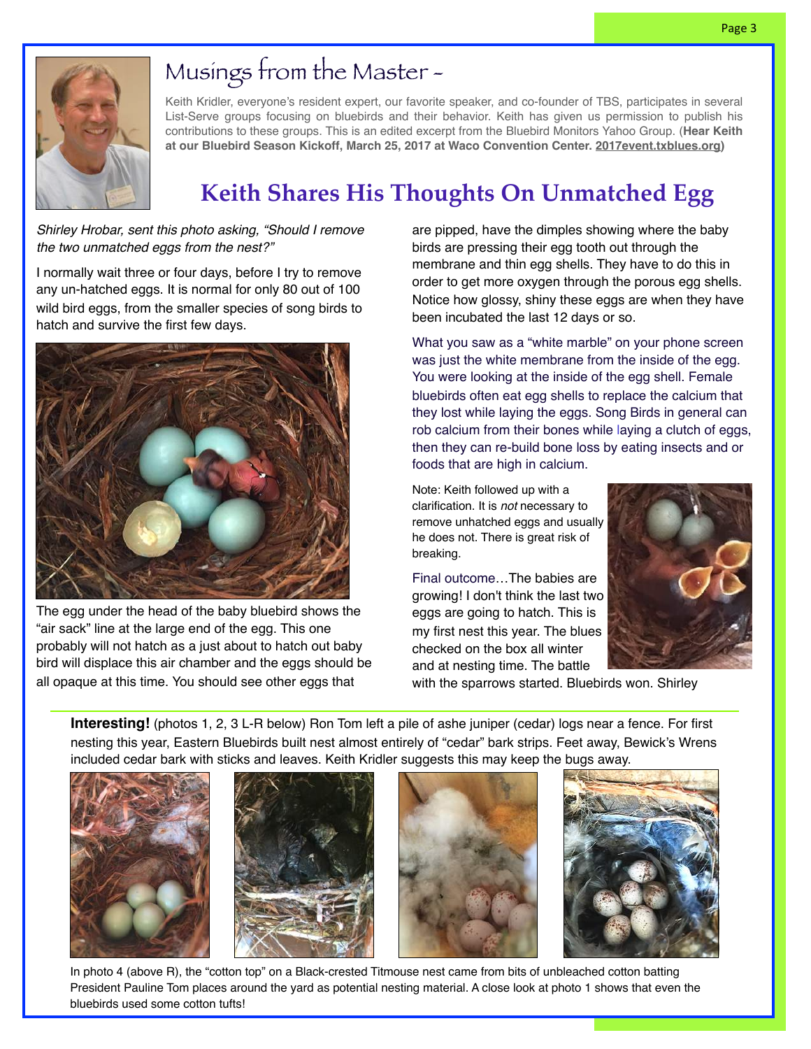# Musings from the Master -

Keith Kridler, everyone's resident expert, our favorite speaker, and co-founder of TBS, participates in several List-Serve groups focusing on bluebirds and their behavior. Keith has given us permission to publish his contributions to these groups. This is an edited excerpt from the Bluebird Monitors Yahoo Group. (**Hear Keith at our Bluebird Season Kickoff, March 25, 2017 at Waco Convention Center. 2017event.txblues.org**)

## Keith Shares His Thoughts On Unmatched Egg

*Shirley Hrobar, sent this photo asking, "Should I remove the two unmatched eggs from the nest?"*

I normally wait three or four days, before I try to remove any un-hatched eggs. It is normal for only 80 out of 100 wild bird eggs, from the smaller species of song birds to hatch and survive the first few days.

The egg under the head of the baby bluebird shows the "air sack" line at the large end of the egg. This one probably will not hatch as a just about to hatch out baby bird will displace this air chamber and the eggs should be all opaque at this time. You should see other eggs that are pipped, have the dimples showing where the baby birds are pressing their egg tooth out through the membrane and thin egg shells. They have to do this in order to get more oxygen through the porous egg shells. Notice how glossy, shiny these eggs are when they have been incubated the last 12 days or so.

What you saw as a "white marble" on your phone screen was just the white membrane from the inside of the egg. You were looking at the inside of the egg shell. Female bluebirds often eat egg shells to replace the calcium that they lost while laying the eggs. Song Birds in general can rob calcium from their bones while laying a clutch of eggs, then they can re-build bone loss by eating insects and or foods that are high in calcium.

Note: Keith followed up with a clarification. It is *not* necessary to remove unhatched eggs and usually he does not. There is great risk of breaking.

Final outcome…The babies are growing! I don't think the last two eggs are going to hatch. This is my first nest this year. The blues checked on the box all winter and at nesting time. The battle with the sparrows started. Bluebirds won. Shirley

---

**Interesting!** (photos 1, 2, 3 L-R below) Ron Tom left a pile of ashe juniper (cedar) logs near a fence. For first nesting this year, Eastern Bluebirds built nest almost entirely of "cedar" bark strips. Feet away, Bewick's Wrens included cedar bark with sticks and leaves. Keith Kridler suggests this may keep the bugs away.

In photo 4 (above R), the "cotton top" on a Black-crested Titmouse nest came from bits of unbleached cotton batting President Pauline Tom places around the yard as potential nesting material. A close look at photo 1 shows that even the bluebirds used some cotton tufts!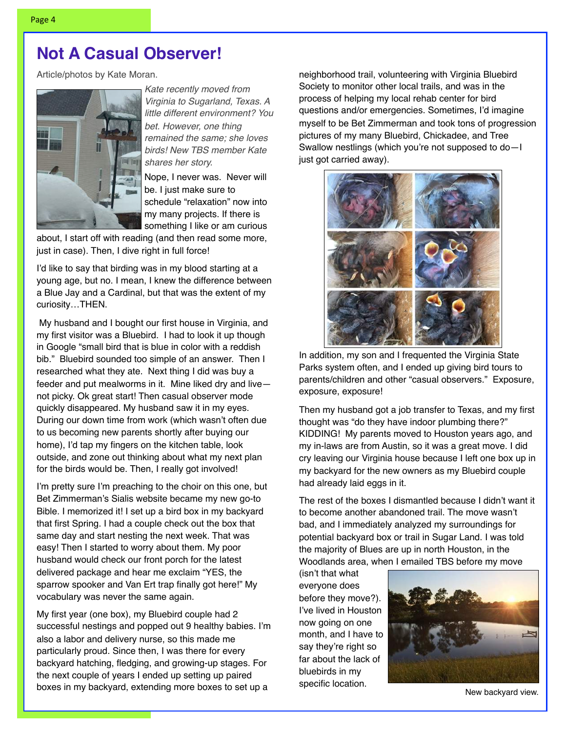# Not A Casual Observer!

Article/photos by Kate Moran.

*Kate recently moved from Virginia to Sugarland, Texas. A little different environment? You bet. However, one thing remained the same; she loves birds! New TBS member Kate shares her story.*

Nope, I never was. Never will be. I just make sure to schedule "relaxation" now into my many projects. If there is something I like or am curious about, I start off with reading (and then read some more, just in case). Then, I dive right in full force!

I'd like to say that birding was in my blood starting at a young age, but no. I mean, I knew the difference between a Blue Jay and a Cardinal, but that was the extent of my curiosity…THEN.

My husband and I bought our first house in Virginia, and my first visitor was a Bluebird. I had to look it up though in Google "small bird that is blue in color with a reddish bib." Bluebird sounded too simple of an answer. Then I researched what they ate. Next thing I did was buy a feeder and put mealworms in it. Mine liked dry and live—not picky. Ok great start! Then casual observer mode quickly disappeared. My husband saw it in my eyes. During our down time from work (which wasn't often due to us becoming new parents shortly after buying our home), I'd tap my fingers on the kitchen table, look outside, and zone out thinking about what my next plan for the birds would be. Then, I really got involved!

I'm pretty sure I'm preaching to the choir on this one, but Bet Zimmerman's Sialis website became my new go-to Bible. I memorized it! I set up a bird box in my backyard that first Spring. I had a couple check out the box that same day and start nesting the next week. That was easy! Then I started to worry about them. My poor husband would check our front porch for the latest delivered package and hear me exclaim "YES, the sparrow spooker and Van Ert trap finally got here!" My vocabulary was never the same again.

My first year (one box), my Bluebird couple had 2 successful nestings and popped out 9 healthy babies. I'm also a labor and delivery nurse, so this made me particularly proud. Since then, I was there for every backyard hatching, fledging, and growing-up stages. For the next couple of years I ended up setting up paired boxes in my backyard, extending more boxes to set up a neighborhood trail, volunteering with Virginia Bluebird Society to monitor other local trails, and was in the process of helping my local rehab center for bird questions and/or emergencies. Sometimes, I'd imagine myself to be Bet Zimmerman and took tons of progression pictures of my many Bluebird, Chickadee, and Tree Swallow nestlings (which you're not supposed to do—I just got carried away).

In addition, my son and I frequented the Virginia State Parks system often, and I ended up giving bird tours to parents/children and other "casual observers." Exposure, exposure, exposure!

Then my husband got a job transfer to Texas, and my first thought was "do they have indoor plumbing there?" KIDDING! My parents moved to Houston years ago, and my in-laws are from Austin, so it was a great move. I did cry leaving our Virginia house because I left one box up in my backyard for the new owners as my Bluebird couple had already laid eggs in it.

The rest of the boxes I dismantled because I didn't want it to become another abandoned trail. The move wasn't bad, and I immediately analyzed my surroundings for potential backyard box or trail in Sugar Land. I was told the majority of Blues are up in north Houston, in the Woodlands area, when I emailed TBS before my move (isn't that what everyone does before they move?). I've lived in Houston now going on one month, and I have to say they're right so far about the lack of bluebirds in my specific location.

New backyard view.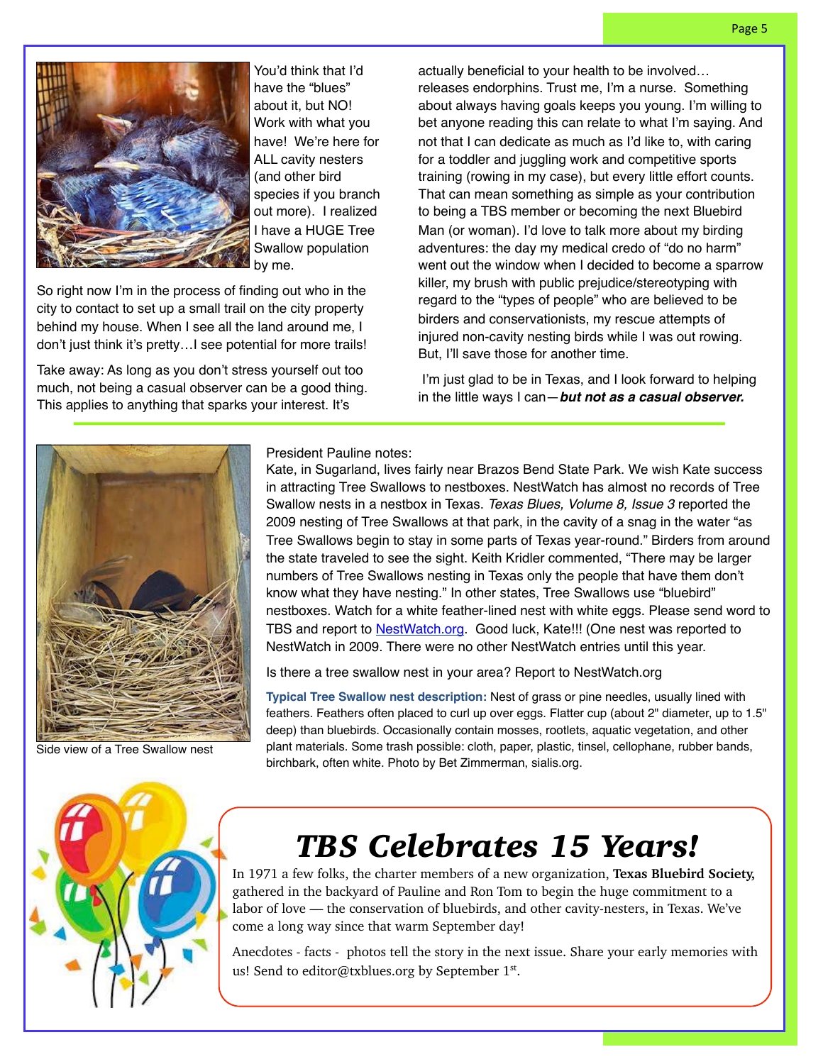You'd think that I'd have the "blues" about it, but NO! Work with what you have! We're here for ALL cavity nesters (and other bird species if you branch out more). I realized I have a HUGE Tree Swallow population by me.

So right now I'm in the process of finding out who in the city to contact to set up a small trail on the city property behind my house. When I see all the land around me, I don't just think it's pretty…I see potential for more trails!

Take away: As long as you don't stress yourself out too much, not being a casual observer can be a good thing. This applies to anything that sparks your interest. It's actually beneficial to your health to be involved… releases endorphins. Trust me, I'm a nurse. Something about always having goals keeps you young. I'm willing to bet anyone reading this can relate to what I'm saying. And not that I can dedicate as much as I'd like to, with caring for a toddler and juggling work and competitive sports training (rowing in my case), but every little effort counts. That can mean something as simple as your contribution to being a TBS member or becoming the next Bluebird Man (or woman). I'd love to talk more about my birding adventures: the day my medical credo of "do no harm" went out the window when I decided to become a sparrow killer, my brush with public prejudice/stereotyping with regard to the "types of people" who are believed to be birders and conservationists, my rescue attempts of injured non-cavity nesting birds while I was out rowing. But, I'll save those for another time.

I'm just glad to be in Texas, and I look forward to helping in the little ways I can—***but not as a casual observer.***

---

President Pauline notes:

Kate, in Sugarland, lives fairly near Brazos Bend State Park. We wish Kate success in attracting Tree Swallows to nestboxes. NestWatch has almost no records of Tree Swallow nests in a nestbox in Texas. *Texas Blues, Volume 8, Issue 3* reported the 2009 nesting of Tree Swallows at that park, in the cavity of a snag in the water "as Tree Swallows begin to stay in some parts of Texas year-round." Birders from around the state traveled to see the sight. Keith Kridler commented, "There may be larger numbers of Tree Swallows nesting in Texas only the people that have them don't know what they have nesting." In other states, Tree Swallows use "bluebird" nestboxes. Watch for a white feather-lined nest with white eggs. Please send word to TBS and report to NestWatch.org. Good luck, Kate!!! (One nest was reported to NestWatch in 2009. There were no other NestWatch entries until this year.

Is there a tree swallow nest in your area? Report to NestWatch.org

**Typical Tree Swallow nest description:** Nest of grass or pine needles, usually lined with feathers. Feathers often placed to curl up over eggs. Flatter cup (about 2" diameter, up to 1.5" deep) than bluebirds. Occasionally contain mosses, rootlets, aquatic vegetation, and other plant materials. Some trash possible: cloth, paper, plastic, tinsel, cellophane, rubber bands, birchbark, often white. Photo by Bet Zimmerman, sialis.org.

Side view of a Tree Swallow nest

# *TBS Celebrates 15 Years!*

In 1971 a few folks, the charter members of a new organization, **Texas Bluebird Society,** gathered in the backyard of Pauline and Ron Tom to begin the huge commitment to a labor of love — the conservation of bluebirds, and other cavity-nesters, in Texas. We've come a long way since that warm September day!

Anecdotes - facts - photos tell the story in the next issue. Share your early memories with us! Send to editor@txblues.org by September 1st.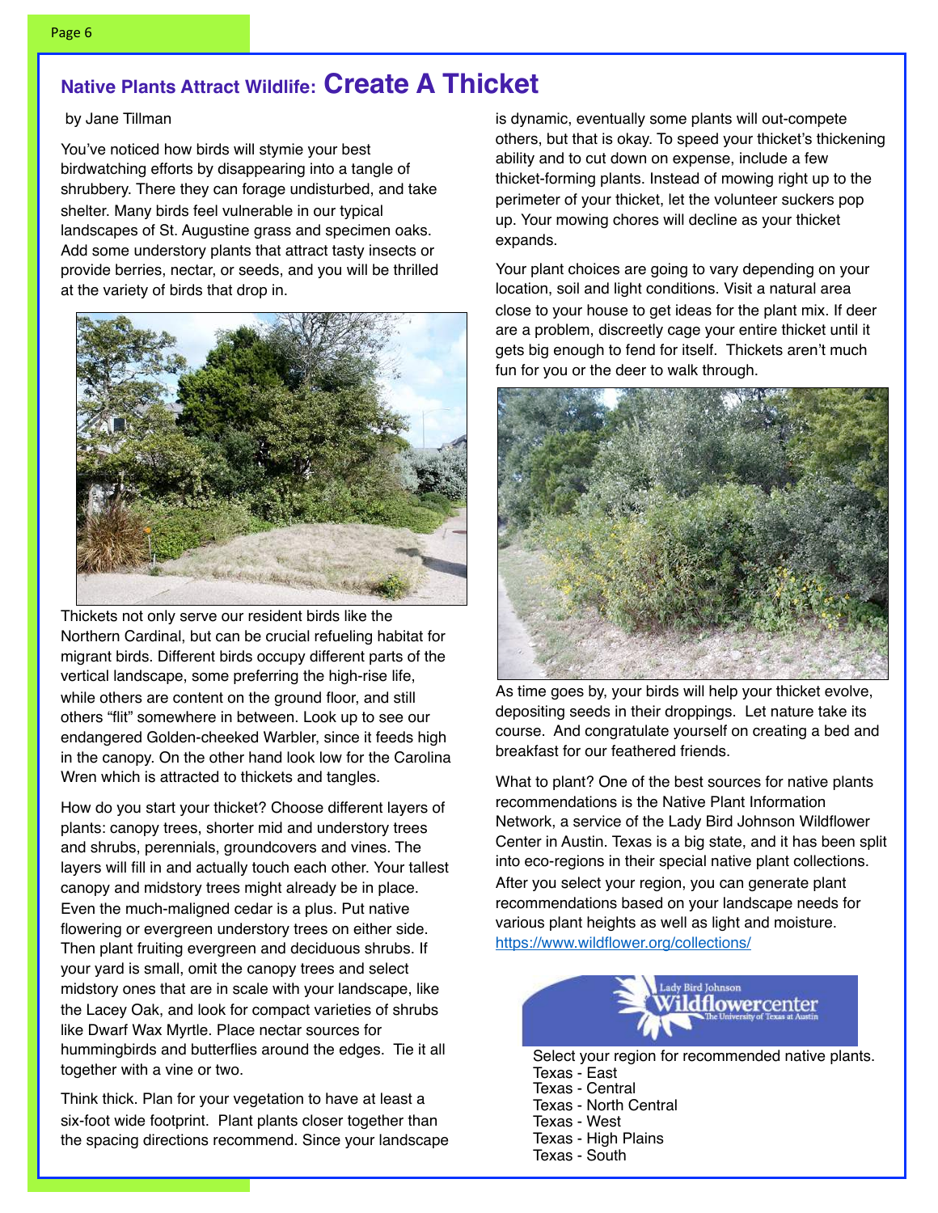## Native Plants Attract Wildlife: **Create A Thicket**

by Jane Tillman

You've noticed how birds will stymie your best birdwatching efforts by disappearing into a tangle of shrubbery. There they can forage undisturbed, and take shelter. Many birds feel vulnerable in our typical landscapes of St. Augustine grass and specimen oaks. Add some understory plants that attract tasty insects or provide berries, nectar, or seeds, and you will be thrilled at the variety of birds that drop in.

Thickets not only serve our resident birds like the Northern Cardinal, but can be crucial refueling habitat for migrant birds. Different birds occupy different parts of the vertical landscape, some preferring the high-rise life, while others are content on the ground floor, and still others "flit" somewhere in between. Look up to see our endangered Golden-cheeked Warbler, since it feeds high in the canopy. On the other hand look low for the Carolina Wren which is attracted to thickets and tangles.

How do you start your thicket? Choose different layers of plants: canopy trees, shorter mid and understory trees and shrubs, perennials, groundcovers and vines. The layers will fill in and actually touch each other. Your tallest canopy and midstory trees might already be in place. Even the much-maligned cedar is a plus. Put native flowering or evergreen understory trees on either side. Then plant fruiting evergreen and deciduous shrubs. If your yard is small, omit the canopy trees and select midstory ones that are in scale with your landscape, like the Lacey Oak, and look for compact varieties of shrubs like Dwarf Wax Myrtle. Place nectar sources for hummingbirds and butterflies around the edges. Tie it all together with a vine or two.

Think thick. Plan for your vegetation to have at least a six-foot wide footprint. Plant plants closer together than the spacing directions recommend. Since your landscape is dynamic, eventually some plants will out-compete others, but that is okay. To speed your thicket's thickening ability and to cut down on expense, include a few thicket-forming plants. Instead of mowing right up to the perimeter of your thicket, let the volunteer suckers pop up. Your mowing chores will decline as your thicket expands.

Your plant choices are going to vary depending on your location, soil and light conditions. Visit a natural area close to your house to get ideas for the plant mix. If deer are a problem, discreetly cage your entire thicket until it gets big enough to fend for itself. Thickets aren't much fun for you or the deer to walk through.

As time goes by, your birds will help your thicket evolve, depositing seeds in their droppings. Let nature take its course. And congratulate yourself on creating a bed and breakfast for our feathered friends.

What to plant? One of the best sources for native plants recommendations is the Native Plant Information Network, a service of the Lady Bird Johnson Wildflower Center in Austin. Texas is a big state, and it has been split into eco-regions in their special native plant collections. After you select your region, you can generate plant recommendations based on your landscape needs for various plant heights as well as light and moisture. https://www.wildflower.org/collections/

Select your region for recommended native plants.

- Texas - East
- Texas - Central
- Texas - North Central
- Texas - West
- Texas - High Plains
- Texas - South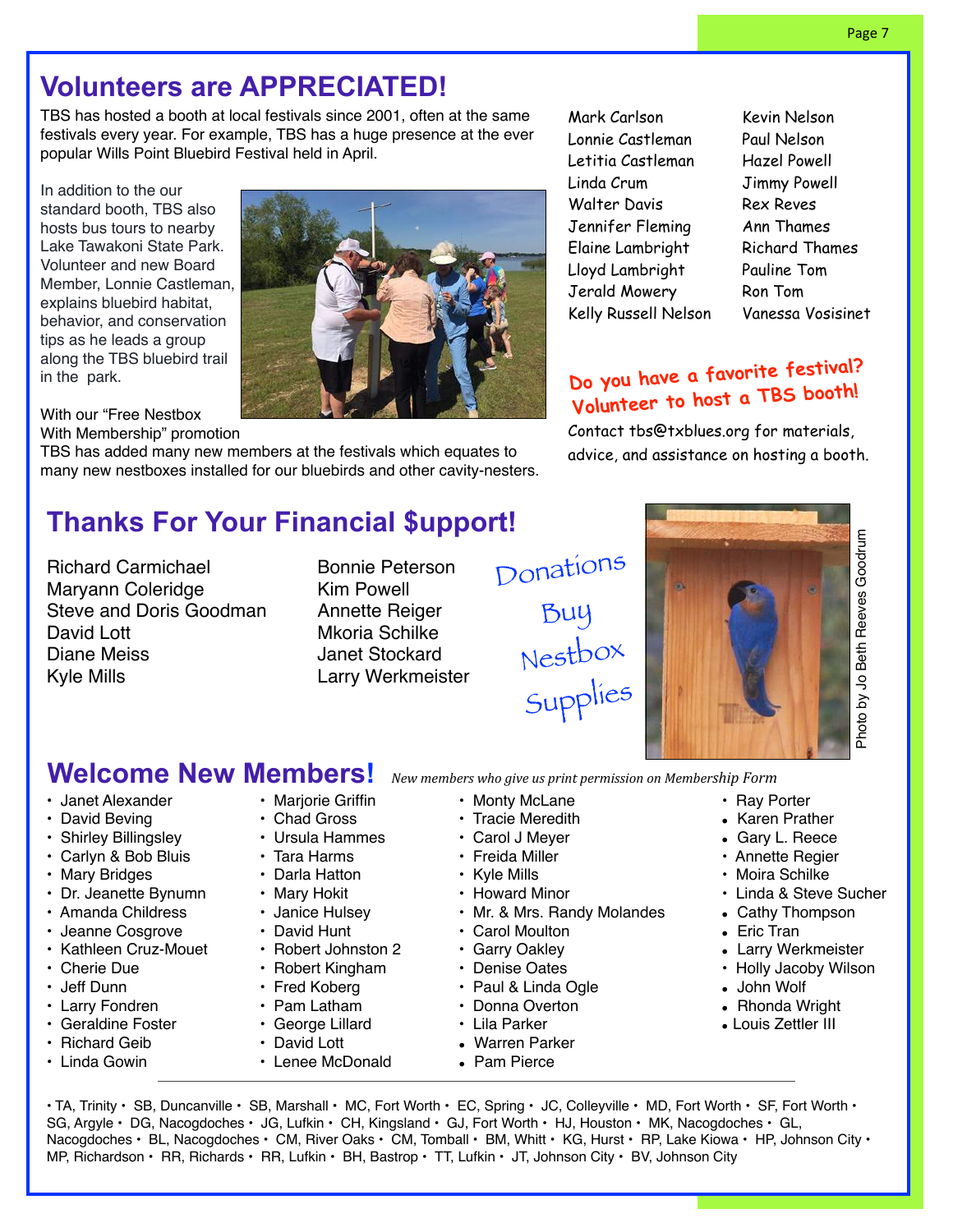# Volunteers are APPRECIATED!

TBS has hosted a booth at local festivals since 2001, often at the same festivals every year. For example, TBS has a huge presence at the ever popular Wills Point Bluebird Festival held in April.

In addition to the our standard booth, TBS also hosts bus tours to nearby Lake Tawakoni State Park. Volunteer and new Board Member, Lonnie Castleman, explains bluebird habitat, behavior, and conservation tips as he leads a group along the TBS bluebird trail in the park.

With our "Free Nestbox With Membership" promotion TBS has added many new members at the festivals which equates to many new nestboxes installed for our bluebirds and other cavity-nesters.

Mark Carlson
Lonnie Castleman
Letitia Castleman
Linda Crum
Walter Davis
Jennifer Fleming
Elaine Lambright
Lloyd Lambright
Jerald Mowery
Kelly Russell Nelson
Kevin Nelson
Paul Nelson
Hazel Powell
Jimmy Powell
Rex Reves
Ann Thames
Richard Thames
Pauline Tom
Ron Tom
Vanessa Vosisinet

**Do you have a favorite festival? Volunteer to host a TBS booth!**

Contact tbs@txblues.org for materials, advice, and assistance on hosting a booth.

# Thanks For Your Financial $upport!

Richard Carmichael
Maryann Coleridge
Steve and Doris Goodman
David Lott
Diane Meiss
Kyle Mills
Bonnie Peterson
Kim Powell
Annette Reiger
Mkoria Schilke
Janet Stockard
Larry Werkmeister

Donations Buy Nestbox Supplies

Photo by Jo Beth Reeves Goodrum

# Welcome New Members!

*New members who give us print permission on Membership Form*

- Janet Alexander
- David Beving
- Shirley Billingsley
- Carlyn & Bob Bluis
- Mary Bridges
- Dr. Jeanette Bynumn
- Amanda Childress
- Jeanne Cosgrove
- Kathleen Cruz-Mouet
- Cherie Due
- Jeff Dunn
- Larry Fondren
- Geraldine Foster
- Richard Geib
- Linda Gowin
- Marjorie Griffin
- Chad Gross
- Ursula Hammes
- Tara Harms
- Darla Hatton
- Mary Hokit
- Janice Hulsey
- David Hunt
- Robert Johnston 2
- Robert Kingham
- Fred Koberg
- Pam Latham
- George Lillard
- David Lott
- Lenee McDonald
- Monty McLane
- Tracie Meredith
- Carol J Meyer
- Freida Miller
- Kyle Mills
- Howard Minor
- Mr. & Mrs. Randy Molandes
- Carol Moulton
- Garry Oakley
- Denise Oates
- Paul & Linda Ogle
- Donna Overton
- Lila Parker
- Warren Parker
- Pam Pierce
- Ray Porter
- Karen Prather
- Gary L. Reece
- Annette Regier
- Moira Schilke
- Linda & Steve Sucher
- Cathy Thompson
- Eric Tran
- Larry Werkmeister
- Holly Jacoby Wilson
- John Wolf
- Rhonda Wright
- Louis Zettler III

• TA, Trinity • SB, Duncanville • SB, Marshall • MC, Fort Worth • EC, Spring • JC, Colleyville • MD, Fort Worth • SF, Fort Worth • SG, Argyle • DG, Nacogdoches • JG, Lufkin • CH, Kingsland • GJ, Fort Worth • HJ, Houston • MK, Nacogdoches • GL, Nacogdoches • BL, Nacogdoches • CM, River Oaks • CM, Tomball • BM, Whitt • KG, Hurst • RP, Lake Kiowa • HP, Johnson City • MP, Richardson • RR, Richards • RR, Lufkin • BH, Bastrop • TT, Lufkin • JT, Johnson City • BV, Johnson City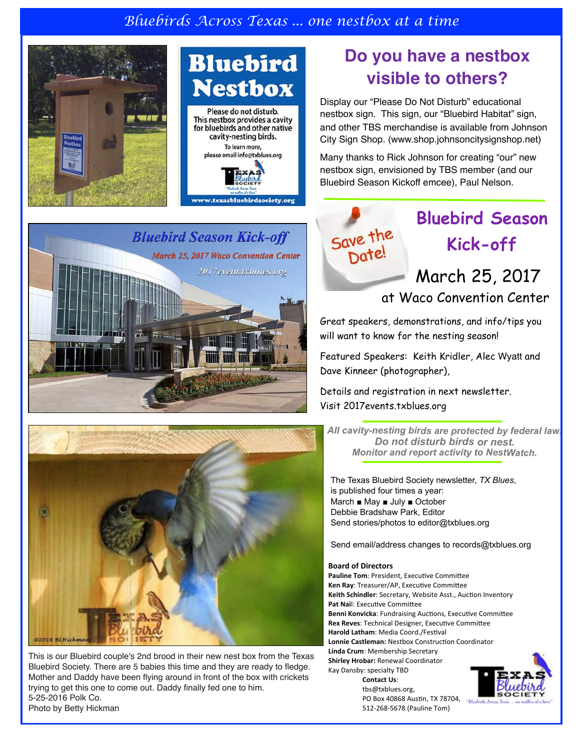*Bluebirds Across Texas ... one nestbox at a time*

## Do you have a nestbox visible to others?

Display our "Please Do Not Disturb" educational nestbox sign. This sign, our "Bluebird Habitat" sign, and other TBS merchandise is available from Johnson City Sign Shop. (www.shop.johnsoncitysignshop.net)

Many thanks to Rick Johnson for creating "our" new nestbox sign, envisioned by TBS member (and our Bluebird Season Kickoff emcee), Paul Nelson.

## Bluebird Season Kick-off

Save the Date!

### March 25, 2017

at Waco Convention Center

Great speakers, demonstrations, and info/tips you will want to know for the nesting season!

Featured Speakers: Keith Kridler, Alec Wyatt and Dave Kinneer (photographer),

Details and registration in next newsletter.
Visit 2017events.txblues.org

***All cavity-nesting birds are protected by federal law. Do not disturb birds or nest. Monitor and report activity to NestWatch.***

The Texas Bluebird Society newsletter, *TX Blues*, is published four times a year:
March ■ May ■ July ■ October
Debbie Bradshaw Park, Editor
Send stories/photos to editor@txblues.org

Send email/address changes to records@txblues.org

This is our Bluebird couple's 2nd brood in their new nest box from the Texas Bluebird Society. There are 5 babies this time and they are ready to fledge. Mother and Daddy have been flying around in front of the box with crickets trying to get this one to come out. Daddy finally fed one to him.
5-25-2016 Polk Co.
Photo by Betty Hickman

**Board of Directors**

**Pauline Tom**: President, Executive Committee
**Ken Ray**: Treasurer/AP, Executive Committee
**Keith Schindler**: Secretary, Website Asst., Auction Inventory
**Pat Nail**: Executive Committee
**Benni Konvicka**: Fundraising Auctions, Executive Committee
**Rex Reves**: Technical Designer, Executive Committee
**Harold Latham**: Media Coord./Festival
**Lonnie Castleman:** Nestbox Construction Coordinator
**Linda Crum**: Membership Secretary
**Shirley Hrobar:** Renewal Coordinator
Kay Dansby: specialty TBD

**Contact Us**:
tbs@txblues.org,
PO Box 40868 Austin, TX 78704,
512-268-5678 (Pauline Tom)